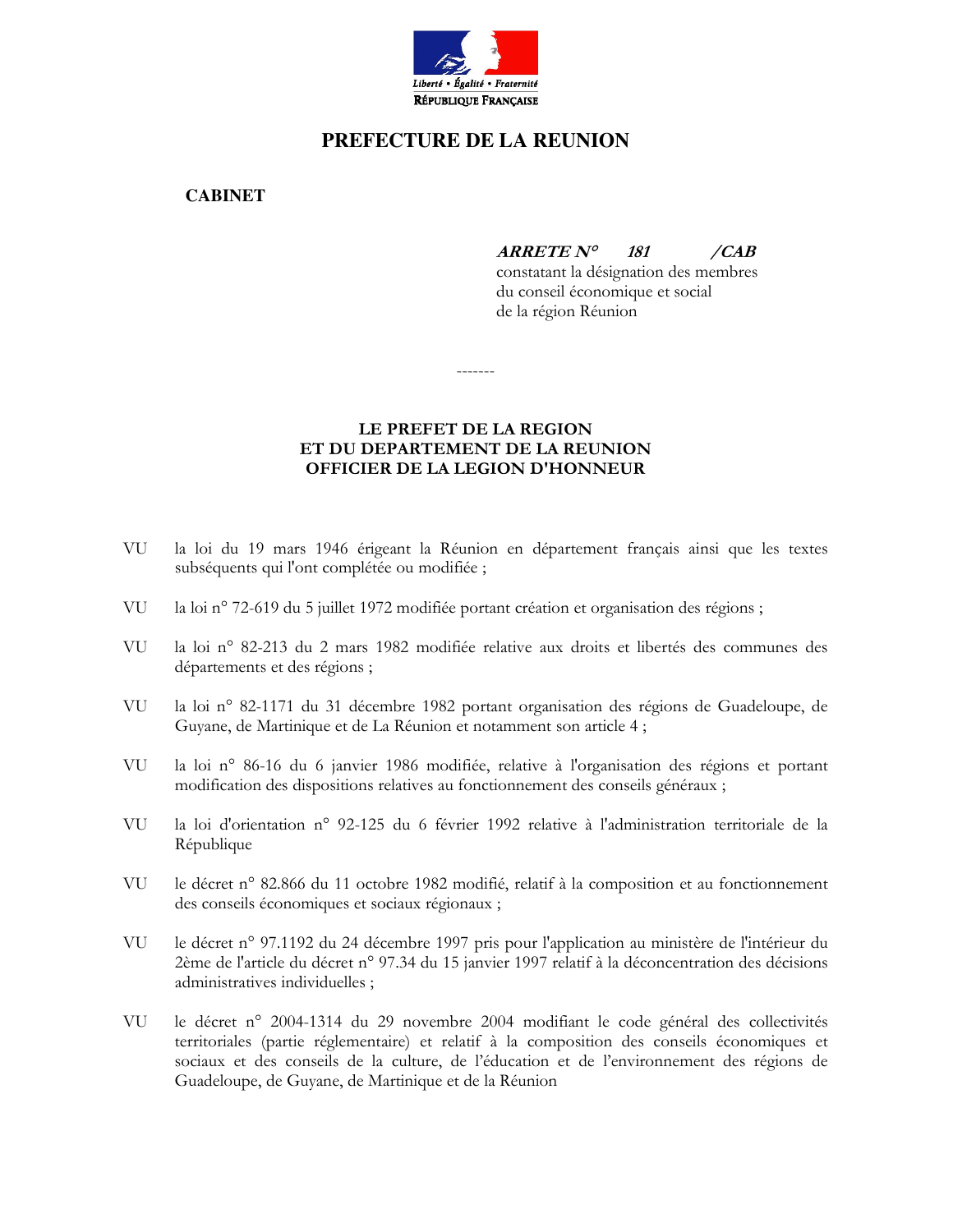Liberté • Égalité • Fraternité
RÉPUBLIQUE FRANÇAISE

# PREFECTURE DE LA REUNION

**CABINET**

***ARRETE N° 181 /CAB***
constatant la désignation des membres du conseil économique et social de la région Réunion

-------

**LE PREFET DE LA REGION**
**ET DU DEPARTEMENT DE LA REUNION**
**OFFICIER DE LA LEGION D'HONNEUR**

VU la loi du 19 mars 1946 érigeant la Réunion en département français ainsi que les textes subséquents qui l'ont complétée ou modifiée ;

VU la loi n° 72-619 du 5 juillet 1972 modifiée portant création et organisation des régions ;

VU la loi n° 82-213 du 2 mars 1982 modifiée relative aux droits et libertés des communes des départements et des régions ;

VU la loi n° 82-1171 du 31 décembre 1982 portant organisation des régions de Guadeloupe, de Guyane, de Martinique et de La Réunion et notamment son article 4 ;

VU la loi n° 86-16 du 6 janvier 1986 modifiée, relative à l'organisation des régions et portant modification des dispositions relatives au fonctionnement des conseils généraux ;

VU la loi d'orientation n° 92-125 du 6 février 1992 relative à l'administration territoriale de la République

VU le décret n° 82.866 du 11 octobre 1982 modifié, relatif à la composition et au fonctionnement des conseils économiques et sociaux régionaux ;

VU le décret n° 97.1192 du 24 décembre 1997 pris pour l'application au ministère de l'intérieur du 2ème de l'article du décret n° 97.34 du 15 janvier 1997 relatif à la déconcentration des décisions administratives individuelles ;

VU le décret n° 2004-1314 du 29 novembre 2004 modifiant le code général des collectivités territoriales (partie réglementaire) et relatif à la composition des conseils économiques et sociaux et des conseils de la culture, de l'éducation et de l'environnement des régions de Guadeloupe, de Guyane, de Martinique et de la Réunion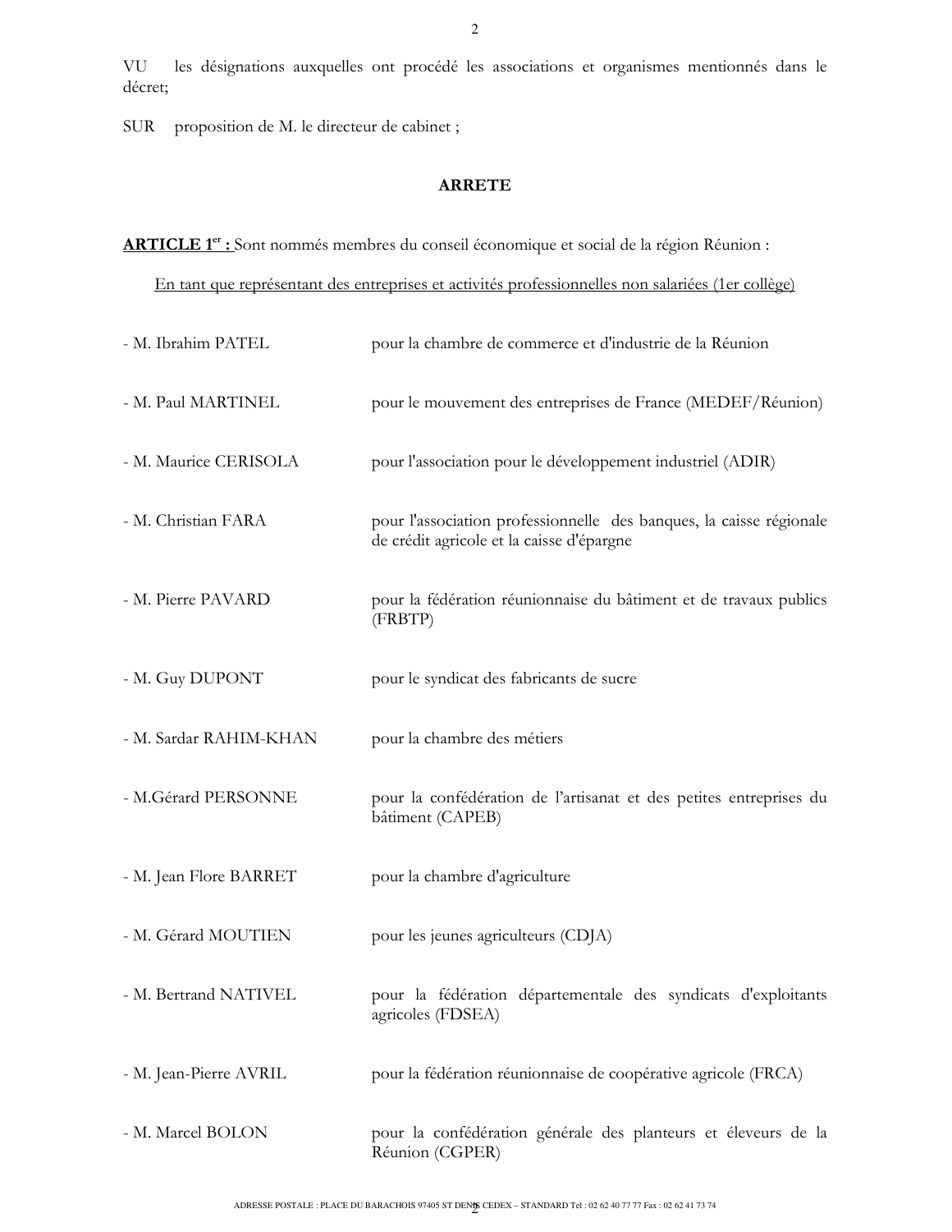VU les désignations auxquelles ont procédé les associations et organismes mentionnés dans le décret;

SUR proposition de M. le directeur de cabinet ;

**ARRETE**

**ARTICLE 1er :** Sont nommés membres du conseil économique et social de la région Réunion :

En tant que représentant des entreprises et activités professionnelles non salariées (1er collège)

- M. Ibrahim PATEL pour la chambre de commerce et d'industrie de la Réunion
- M. Paul MARTINEL pour le mouvement des entreprises de France (MEDEF/Réunion)
- M. Maurice CERISOLA pour l'association pour le développement industriel (ADIR)
- M. Christian FARA pour l'association professionnelle des banques, la caisse régionale de crédit agricole et la caisse d'épargne
- M. Pierre PAVARD pour la fédération réunionnaise du bâtiment et de travaux publics (FRBTP)
- M. Guy DUPONT pour le syndicat des fabricants de sucre
- M. Sardar RAHIM-KHAN pour la chambre des métiers
- M.Gérard PERSONNE pour la confédération de l'artisanat et des petites entreprises du bâtiment (CAPEB)
- M. Jean Flore BARRET pour la chambre d'agriculture
- M. Gérard MOUTIEN pour les jeunes agriculteurs (CDJA)
- M. Bertrand NATIVEL pour la fédération départementale des syndicats d'exploitants agricoles (FDSEA)
- M. Jean-Pierre AVRIL pour la fédération réunionnaise de coopérative agricole (FRCA)
- M. Marcel BOLON pour la confédération générale des planteurs et éleveurs de la Réunion (CGPER)

ADRESSE POSTALE : PLACE DU BARACHOIS 97405 ST DENIS CEDEX – STANDARD Tel : 02 62 40 77 77 Fax : 02 62 41 73 74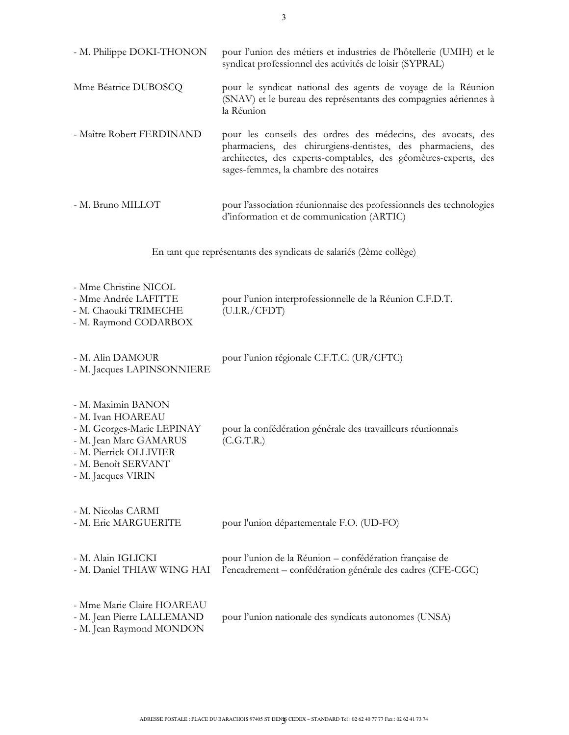- M. Philippe DOKI-THONON pour l'union des métiers et industries de l'hôtellerie (UMIH) et le syndicat professionnel des activités de loisir (SYPRAL)

Mme Béatrice DUBOSCQ pour le syndicat national des agents de voyage de la Réunion (SNAV) et le bureau des représentants des compagnies aériennes à la Réunion

- Maître Robert FERDINAND pour les conseils des ordres des médecins, des avocats, des pharmaciens, des chirurgiens-dentistes, des pharmaciens, des architectes, des experts-comptables, des géomètres-experts, des sages-femmes, la chambre des notaires

- M. Bruno MILLOT pour l'association réunionnaise des professionnels des technologies d'information et de communication (ARTIC)

<u>En tant que représentants des syndicats de salariés (2ème collège)</u>

- Mme Christine NICOL
- Mme Andrée LAFITTE
- M. Chaouki TRIMECHE
- M. Raymond CODARBOX

pour l'union interprofessionnelle de la Réunion C.F.D.T. (U.I.R./CFDT)

- M. Alin DAMOUR
- M. Jacques LAPINSONNIERE

pour l'union régionale C.F.T.C. (UR/CFTC)

- M. Maximin BANON
- M. Ivan HOAREAU
- M. Georges-Marie LEPINAY
- M. Jean Marc GAMARUS
- M. Pierrick OLLIVIER
- M. Benoît SERVANT
- M. Jacques VIRIN

pour la confédération générale des travailleurs réunionnais (C.G.T.R.)

- M. Nicolas CARMI
- M. Eric MARGUERITE

pour l'union départementale F.O. (UD-FO)

- M. Alain IGLICKI
- M. Daniel THIAW WING HAI

pour l'union de la Réunion – confédération française de l'encadrement – confédération générale des cadres (CFE-CGC)

- Mme Marie Claire HOAREAU
- M. Jean Pierre LALLEMAND
- M. Jean Raymond MONDON

pour l'union nationale des syndicats autonomes (UNSA)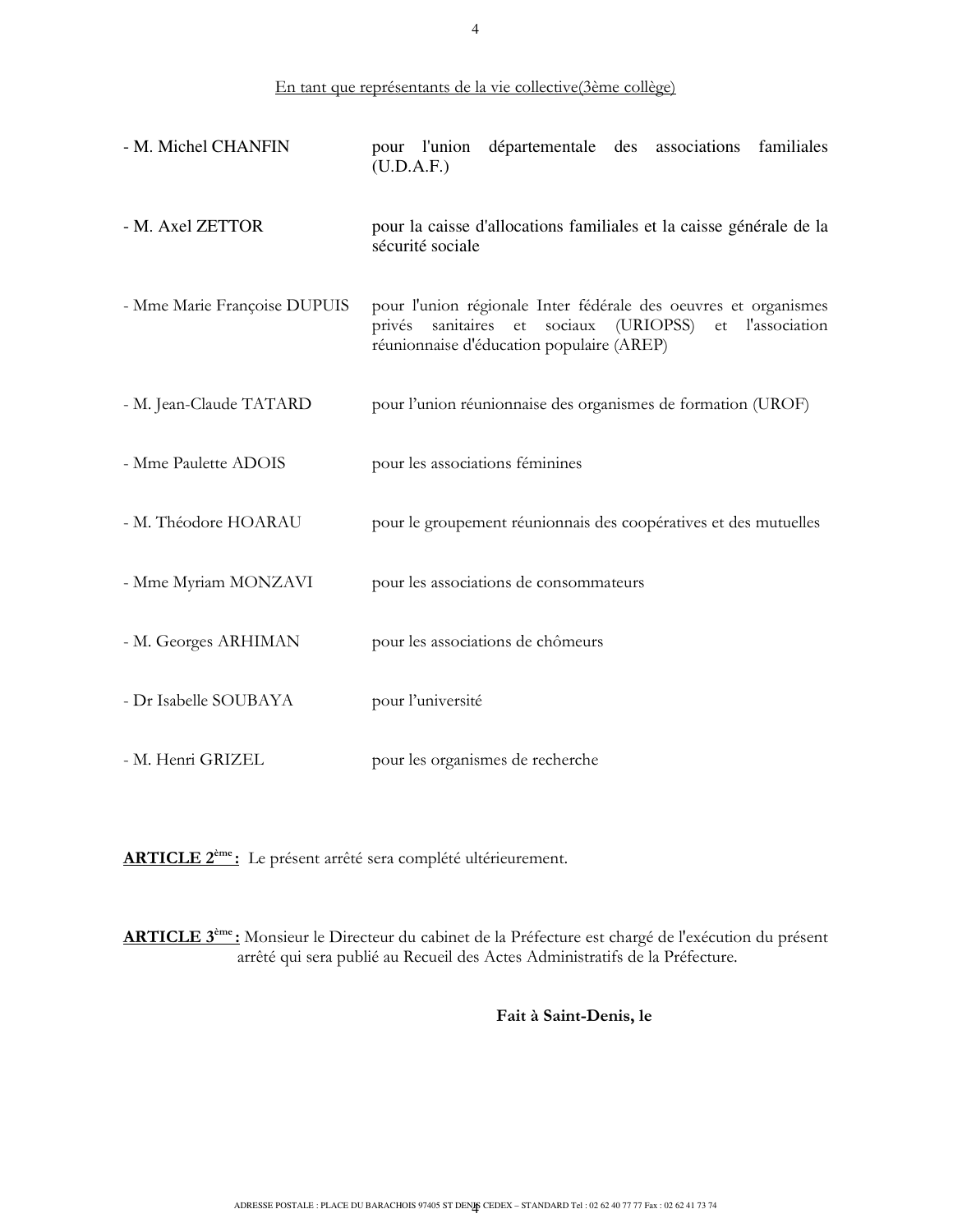<u>En tant que représentants de la vie collective(3ème collège)</u>

| | |
|---|---|
| - M. Michel CHANFIN | pour l'union départementale des associations familiales (U.D.A.F.) |
| - M. Axel ZETTOR | pour la caisse d'allocations familiales et la caisse générale de la sécurité sociale |
| - Mme Marie Françoise DUPUIS | pour l'union régionale Inter fédérale des oeuvres et organismes privés sanitaires et sociaux (URIOPSS) et l'association réunionnaise d'éducation populaire (AREP) |
| - M. Jean-Claude TATARD | pour l'union réunionnaise des organismes de formation (UROF) |
| - Mme Paulette ADOIS | pour les associations féminines |
| - M. Théodore HOARAU | pour le groupement réunionnais des coopératives et des mutuelles |
| - Mme Myriam MONZAVI | pour les associations de consommateurs |
| - M. Georges ARHIMAN | pour les associations de chômeurs |
| - Dr Isabelle SOUBAYA | pour l'université |
| - M. Henri GRIZEL | pour les organismes de recherche |

**ARTICLE 2ème :** Le présent arrêté sera complété ultérieurement.

**ARTICLE 3ème :** Monsieur le Directeur du cabinet de la Préfecture est chargé de l'exécution du présent arrêté qui sera publié au Recueil des Actes Administratifs de la Préfecture.

**Fait à Saint-Denis, le**

ADRESSE POSTALE : PLACE DU BARACHOIS 97405 ST DENIS CEDEX – STANDARD Tel : 02 62 40 77 77 Fax : 02 62 41 73 74